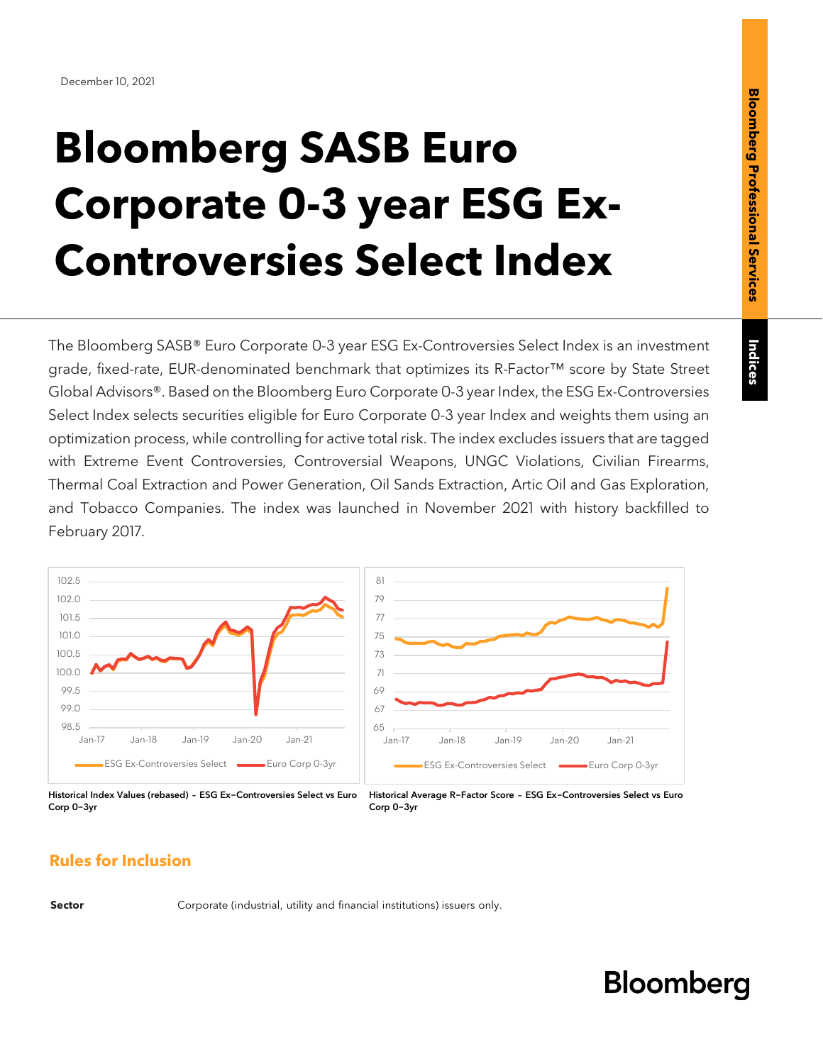December 10, 2021

# Bloomberg SASB Euro Corporate 0-3 year ESG Ex-Controversies Select Index

The Bloomberg SASB® Euro Corporate 0-3 year ESG Ex-Controversies Select Index is an investment grade, fixed-rate, EUR-denominated benchmark that optimizes its R-Factor™ score by State Street Global Advisors®. Based on the Bloomberg Euro Corporate 0-3 year Index, the ESG Ex-Controversies Select Index selects securities eligible for Euro Corporate 0-3 year Index and weights them using an optimization process, while controlling for active total risk. The index excludes issuers that are tagged with Extreme Event Controversies, Controversial Weapons, UNGC Violations, Civilian Firearms, Thermal Coal Extraction and Power Generation, Oil Sands Extraction, Artic Oil and Gas Exploration, and Tobacco Companies. The index was launched in November 2021 with history backfilled to February 2017.

**Historical Index Values (rebased) – ESG Ex–Controversies Select vs Euro Corp 0–3yr**

**Historical Average R–Factor Score – ESG Ex–Controversies Select vs Euro Corp 0–3yr**

## Rules for Inclusion

| | |
|---|---|
| **Sector** | Corporate (industrial, utility and financial institutions) issuers only. |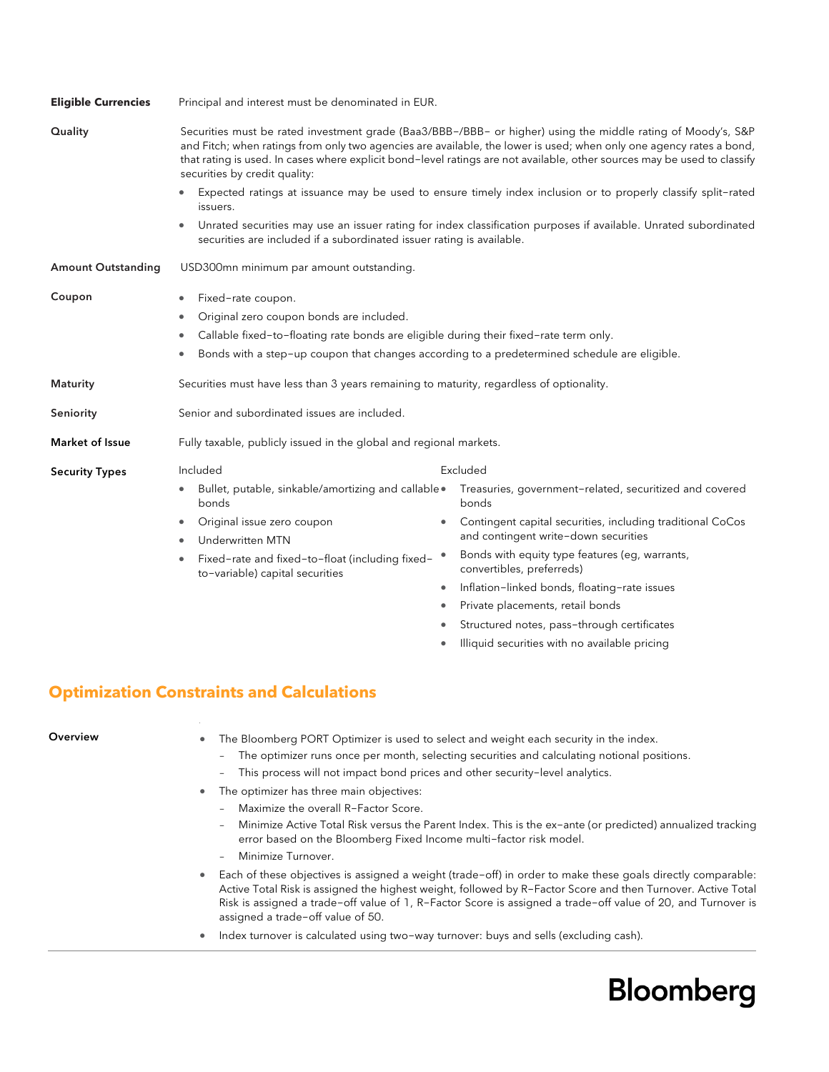**Eligible Currencies**

Principal and interest must be denominated in EUR.

**Quality**

Securities must be rated investment grade (Baa3/BBB−/BBB− or higher) using the middle rating of Moody's, S&P and Fitch; when ratings from only two agencies are available, the lower is used; when only one agency rates a bond, that rating is used. In cases where explicit bond-level ratings are not available, other sources may be used to classify securities by credit quality:

- Expected ratings at issuance may be used to ensure timely index inclusion or to properly classify split-rated issuers.
- Unrated securities may use an issuer rating for index classification purposes if available. Unrated subordinated securities are included if a subordinated issuer rating is available.

**Amount Outstanding**

USD300mn minimum par amount outstanding.

**Coupon**

- Fixed-rate coupon.
- Original zero coupon bonds are included.
- Callable fixed-to-floating rate bonds are eligible during their fixed-rate term only.
- Bonds with a step-up coupon that changes according to a predetermined schedule are eligible.

**Maturity**

Securities must have less than 3 years remaining to maturity, regardless of optionality.

**Seniority**

Senior and subordinated issues are included.

**Market of Issue**

Fully taxable, publicly issued in the global and regional markets.

**Security Types**

Included

- Bullet, putable, sinkable/amortizing and callable bonds
- Original issue zero coupon
- Underwritten MTN
- Fixed-rate and fixed-to-float (including fixed-to-variable) capital securities

Excluded

- Treasuries, government-related, securitized and covered bonds
- Contingent capital securities, including traditional CoCos and contingent write-down securities
- Bonds with equity type features (eg, warrants, convertibles, preferreds)
- Inflation-linked bonds, floating-rate issues
- Private placements, retail bonds
- Structured notes, pass-through certificates
- Illiquid securities with no available pricing

## Optimization Constraints and Calculations

**Overview**

- The Bloomberg PORT Optimizer is used to select and weight each security in the index.
  - The optimizer runs once per month, selecting securities and calculating notional positions.
  - This process will not impact bond prices and other security-level analytics.
- The optimizer has three main objectives:
  - Maximize the overall R-Factor Score.
  - Minimize Active Total Risk versus the Parent Index. This is the ex-ante (or predicted) annualized tracking error based on the Bloomberg Fixed Income multi-factor risk model.
  - Minimize Turnover.
- Each of these objectives is assigned a weight (trade-off) in order to make these goals directly comparable: Active Total Risk is assigned the highest weight, followed by R-Factor Score and then Turnover. Active Total Risk is assigned a trade-off value of 1, R-Factor Score is assigned a trade-off value of 20, and Turnover is assigned a trade-off value of 50.
- Index turnover is calculated using two-way turnover: buys and sells (excluding cash).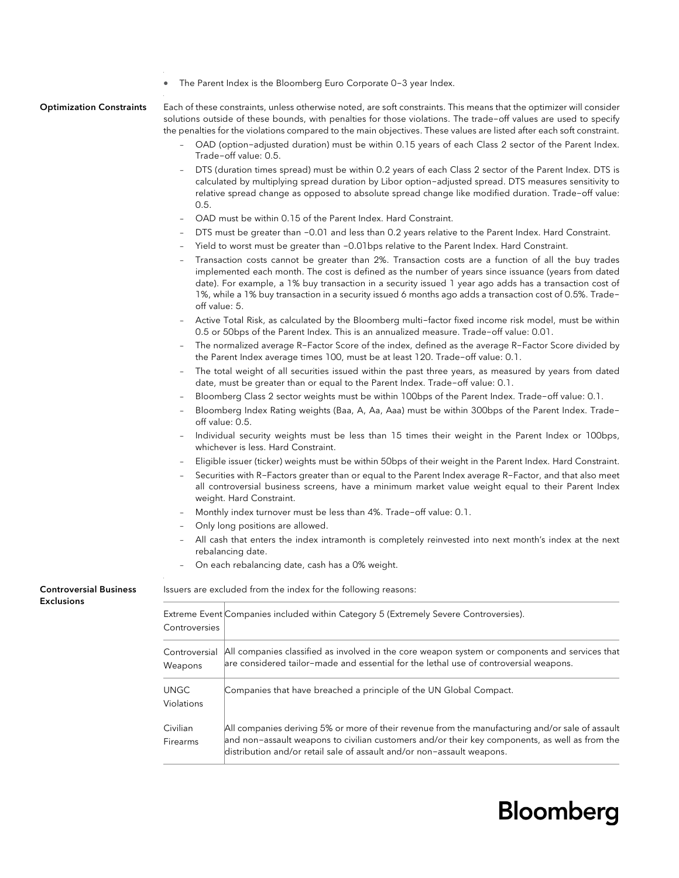- The Parent Index is the Bloomberg Euro Corporate 0–3 year Index.

**Optimization Constraints**

Each of these constraints, unless otherwise noted, are soft constraints. This means that the optimizer will consider solutions outside of these bounds, with penalties for those violations. The trade–off values are used to specify the penalties for the violations compared to the main objectives. These values are listed after each soft constraint.

- OAD (option–adjusted duration) must be within 0.15 years of each Class 2 sector of the Parent Index. Trade–off value: 0.5.
- DTS (duration times spread) must be within 0.2 years of each Class 2 sector of the Parent Index. DTS is calculated by multiplying spread duration by Libor option–adjusted spread. DTS measures sensitivity to relative spread change as opposed to absolute spread change like modified duration. Trade–off value: 0.5.
- OAD must be within 0.15 of the Parent Index. Hard Constraint.
- DTS must be greater than –0.01 and less than 0.2 years relative to the Parent Index. Hard Constraint.
- Yield to worst must be greater than –0.01bps relative to the Parent Index. Hard Constraint.
- Transaction costs cannot be greater than 2%. Transaction costs are a function of all the buy trades implemented each month. The cost is defined as the number of years since issuance (years from dated date). For example, a 1% buy transaction in a security issued 1 year ago adds has a transaction cost of 1%, while a 1% buy transaction in a security issued 6 months ago adds a transaction cost of 0.5%. Trade–off value: 5.
- Active Total Risk, as calculated by the Bloomberg multi–factor fixed income risk model, must be within 0.5 or 50bps of the Parent Index. This is an annualized measure. Trade–off value: 0.01.
- The normalized average R–Factor Score of the index, defined as the average R–Factor Score divided by the Parent Index average times 100, must be at least 120. Trade–off value: 0.1.
- The total weight of all securities issued within the past three years, as measured by years from dated date, must be greater than or equal to the Parent Index. Trade–off value: 0.1.
- Bloomberg Class 2 sector weights must be within 100bps of the Parent Index. Trade–off value: 0.1.
- Bloomberg Index Rating weights (Baa, A, Aa, Aaa) must be within 300bps of the Parent Index. Trade–off value: 0.5.
- Individual security weights must be less than 15 times their weight in the Parent Index or 100bps, whichever is less. Hard Constraint.
- Eligible issuer (ticker) weights must be within 50bps of their weight in the Parent Index. Hard Constraint.
- Securities with R–Factors greater than or equal to the Parent Index average R–Factor, and that also meet all controversial business screens, have a minimum market value weight equal to their Parent Index weight. Hard Constraint.
- Monthly index turnover must be less than 4%. Trade–off value: 0.1.
- Only long positions are allowed.
- All cash that enters the index intramonth is completely reinvested into next month's index at the next rebalancing date.
- On each rebalancing date, cash has a 0% weight.

**Controversial Business Exclusions**

Issuers are excluded from the index for the following reasons:

| | |
|---|---|
| Extreme Event Controversies | Companies included within Category 5 (Extremely Severe Controversies). |
| Controversial Weapons | All companies classified as involved in the core weapon system or components and services that are considered tailor–made and essential for the lethal use of controversial weapons. |
| UNGC Violations | Companies that have breached a principle of the UN Global Compact. |
| Civilian Firearms | All companies deriving 5% or more of their revenue from the manufacturing and/or sale of assault and non–assault weapons to civilian customers and/or their key components, as well as from the distribution and/or retail sale of assault and/or non–assault weapons. |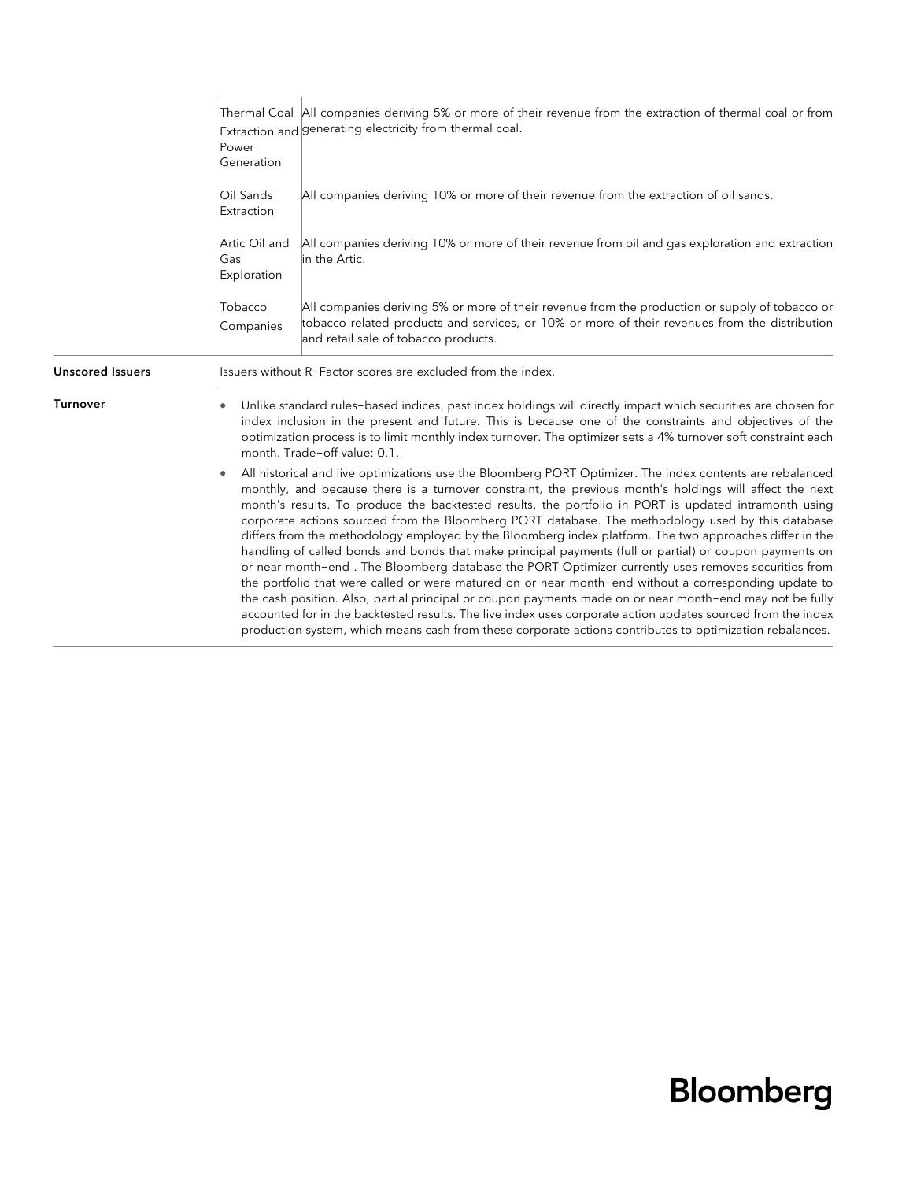| | | |
|---|---|---|
| | Thermal Coal Extraction and Power Generation | All companies deriving 5% or more of their revenue from the extraction of thermal coal or from generating electricity from thermal coal. |
| | Oil Sands Extraction | All companies deriving 10% or more of their revenue from the extraction of oil sands. |
| | Artic Oil and Gas Exploration | All companies deriving 10% or more of their revenue from oil and gas exploration and extraction in the Artic. |
| | Tobacco Companies | All companies deriving 5% or more of their revenue from the production or supply of tobacco or tobacco related products and services, or 10% or more of their revenues from the distribution and retail sale of tobacco products. |

**Unscored Issuers**

Issuers without R–Factor scores are excluded from the index.

**Turnover**

- Unlike standard rules–based indices, past index holdings will directly impact which securities are chosen for index inclusion in the present and future. This is because one of the constraints and objectives of the optimization process is to limit monthly index turnover. The optimizer sets a 4% turnover soft constraint each month. Trade–off value: 0.1.
- All historical and live optimizations use the Bloomberg PORT Optimizer. The index contents are rebalanced monthly, and because there is a turnover constraint, the previous month's holdings will affect the next month's results. To produce the backtested results, the portfolio in PORT is updated intramonth using corporate actions sourced from the Bloomberg PORT database. The methodology used by this database differs from the methodology employed by the Bloomberg index platform. The two approaches differ in the handling of called bonds and bonds that make principal payments (full or partial) or coupon payments on or near month–end . The Bloomberg database the PORT Optimizer currently uses removes securities from the portfolio that were called or were matured on or near month–end without a corresponding update to the cash position. Also, partial principal or coupon payments made on or near month–end may not be fully accounted for in the backtested results. The live index uses corporate action updates sourced from the index production system, which means cash from these corporate actions contributes to optimization rebalances.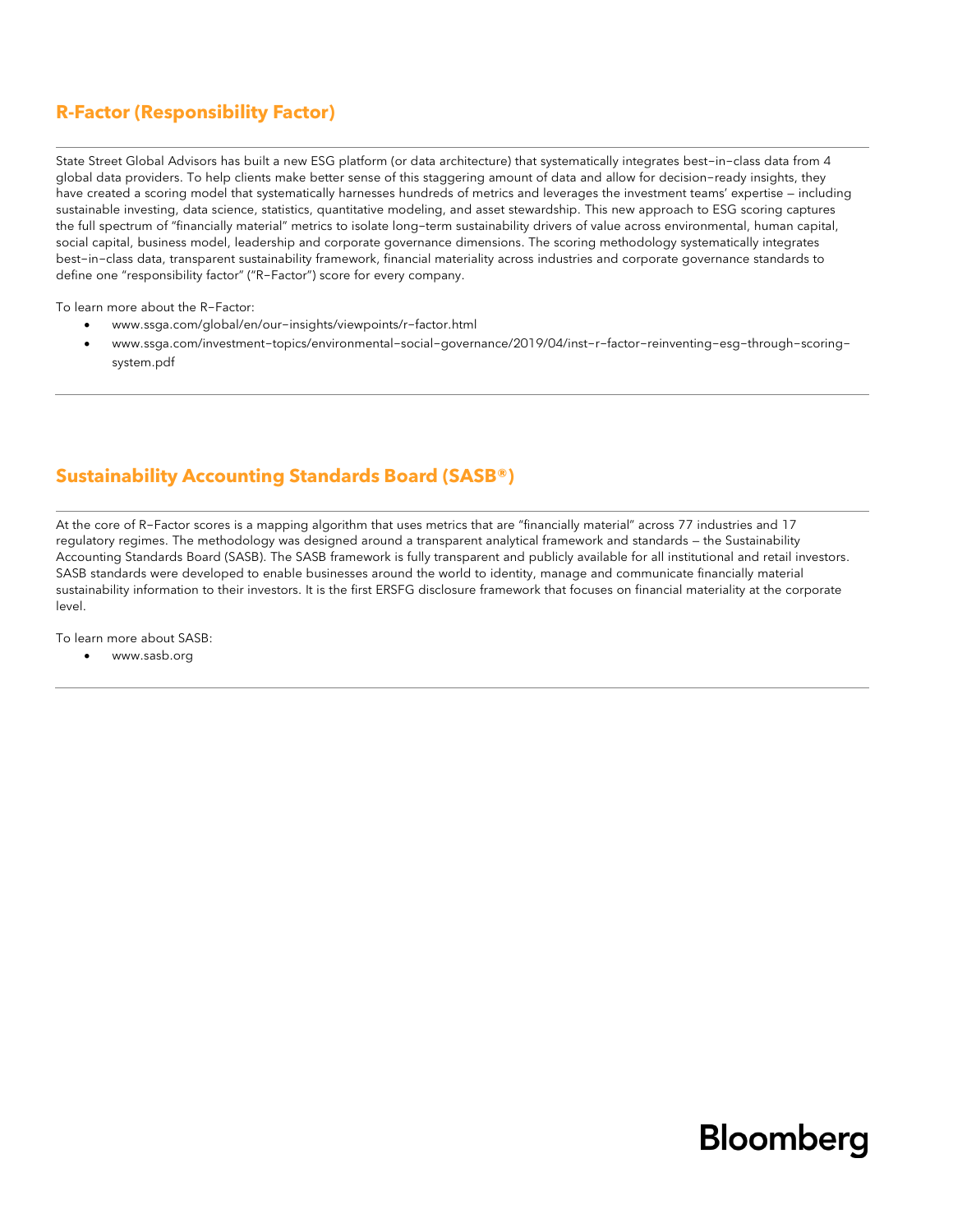## R-Factor (Responsibility Factor)

State Street Global Advisors has built a new ESG platform (or data architecture) that systematically integrates best–in–class data from 4 global data providers. To help clients make better sense of this staggering amount of data and allow for decision–ready insights, they have created a scoring model that systematically harnesses hundreds of metrics and leverages the investment teams' expertise — including sustainable investing, data science, statistics, quantitative modeling, and asset stewardship. This new approach to ESG scoring captures the full spectrum of "financially material" metrics to isolate long–term sustainability drivers of value across environmental, human capital, social capital, business model, leadership and corporate governance dimensions. The scoring methodology systematically integrates best–in–class data, transparent sustainability framework, financial materiality across industries and corporate governance standards to define one "responsibility factor" ("R–Factor") score for every company.

To learn more about the R–Factor:

- www.ssga.com/global/en/our–insights/viewpoints/r–factor.html
- www.ssga.com/investment–topics/environmental–social–governance/2019/04/inst–r–factor–reinventing–esg–through–scoring–system.pdf

## Sustainability Accounting Standards Board (SASB®)

At the core of R–Factor scores is a mapping algorithm that uses metrics that are "financially material" across 77 industries and 17 regulatory regimes. The methodology was designed around a transparent analytical framework and standards — the Sustainability Accounting Standards Board (SASB). The SASB framework is fully transparent and publicly available for all institutional and retail investors. SASB standards were developed to enable businesses around the world to identity, manage and communicate financially material sustainability information to their investors. It is the first ERSFG disclosure framework that focuses on financial materiality at the corporate level.

To learn more about SASB:

- www.sasb.org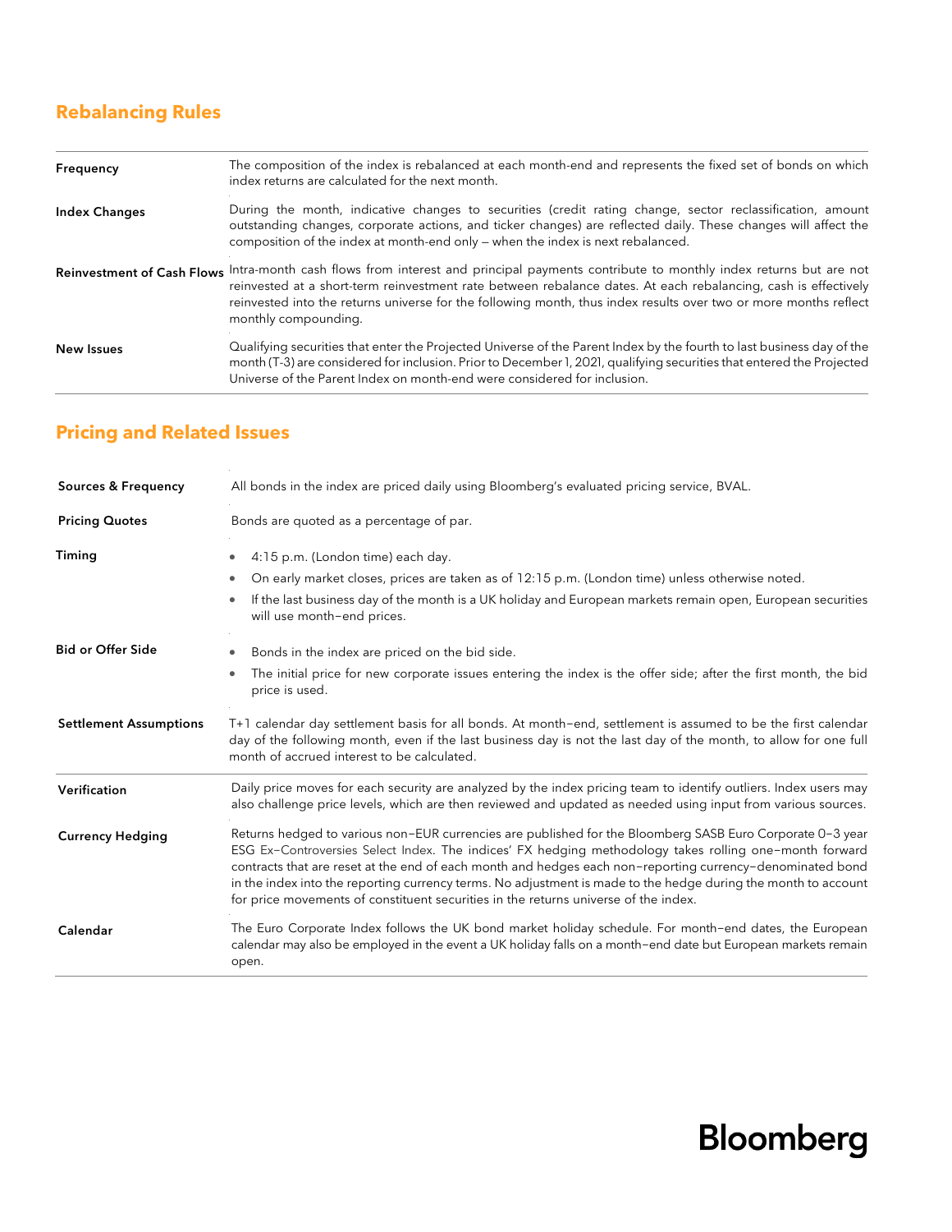## Rebalancing Rules

| | |
|---|---|
| **Frequency** | The composition of the index is rebalanced at each month-end and represents the fixed set of bonds on which index returns are calculated for the next month. |
| **Index Changes** | During the month, indicative changes to securities (credit rating change, sector reclassification, amount outstanding changes, corporate actions, and ticker changes) are reflected daily. These changes will affect the composition of the index at month-end only – when the index is next rebalanced. |
| **Reinvestment of Cash Flows** | Intra-month cash flows from interest and principal payments contribute to monthly index returns but are not reinvested at a short-term reinvestment rate between rebalance dates. At each rebalancing, cash is effectively reinvested into the returns universe for the following month, thus index results over two or more months reflect monthly compounding. |
| **New Issues** | Qualifying securities that enter the Projected Universe of the Parent Index by the fourth to last business day of the month (T-3) are considered for inclusion. Prior to December 1, 2021, qualifying securities that entered the Projected Universe of the Parent Index on month-end were considered for inclusion. |

## Pricing and Related Issues

| | |
|---|---|
| **Sources & Frequency** | All bonds in the index are priced daily using Bloomberg's evaluated pricing service, BVAL. |
| **Pricing Quotes** | Bonds are quoted as a percentage of par. |
| **Timing** | • 4:15 p.m. (London time) each day.<br>• On early market closes, prices are taken as of 12:15 p.m. (London time) unless otherwise noted.<br>• If the last business day of the month is a UK holiday and European markets remain open, European securities will use month–end prices. |
| **Bid or Offer Side** | • Bonds in the index are priced on the bid side.<br>• The initial price for new corporate issues entering the index is the offer side; after the first month, the bid price is used. |
| **Settlement Assumptions** | T+1 calendar day settlement basis for all bonds. At month–end, settlement is assumed to be the first calendar day of the following month, even if the last business day is not the last day of the month, to allow for one full month of accrued interest to be calculated. |
| **Verification** | Daily price moves for each security are analyzed by the index pricing team to identify outliers. Index users may also challenge price levels, which are then reviewed and updated as needed using input from various sources. |
| **Currency Hedging** | Returns hedged to various non–EUR currencies are published for the Bloomberg SASB Euro Corporate 0–3 year ESG Ex–Controversies Select Index. The indices' FX hedging methodology takes rolling one–month forward contracts that are reset at the end of each month and hedges each non–reporting currency–denominated bond in the index into the reporting currency terms. No adjustment is made to the hedge during the month to account for price movements of constituent securities in the returns universe of the index. |
| **Calendar** | The Euro Corporate Index follows the UK bond market holiday schedule. For month–end dates, the European calendar may also be employed in the event a UK holiday falls on a month–end date but European markets remain open. |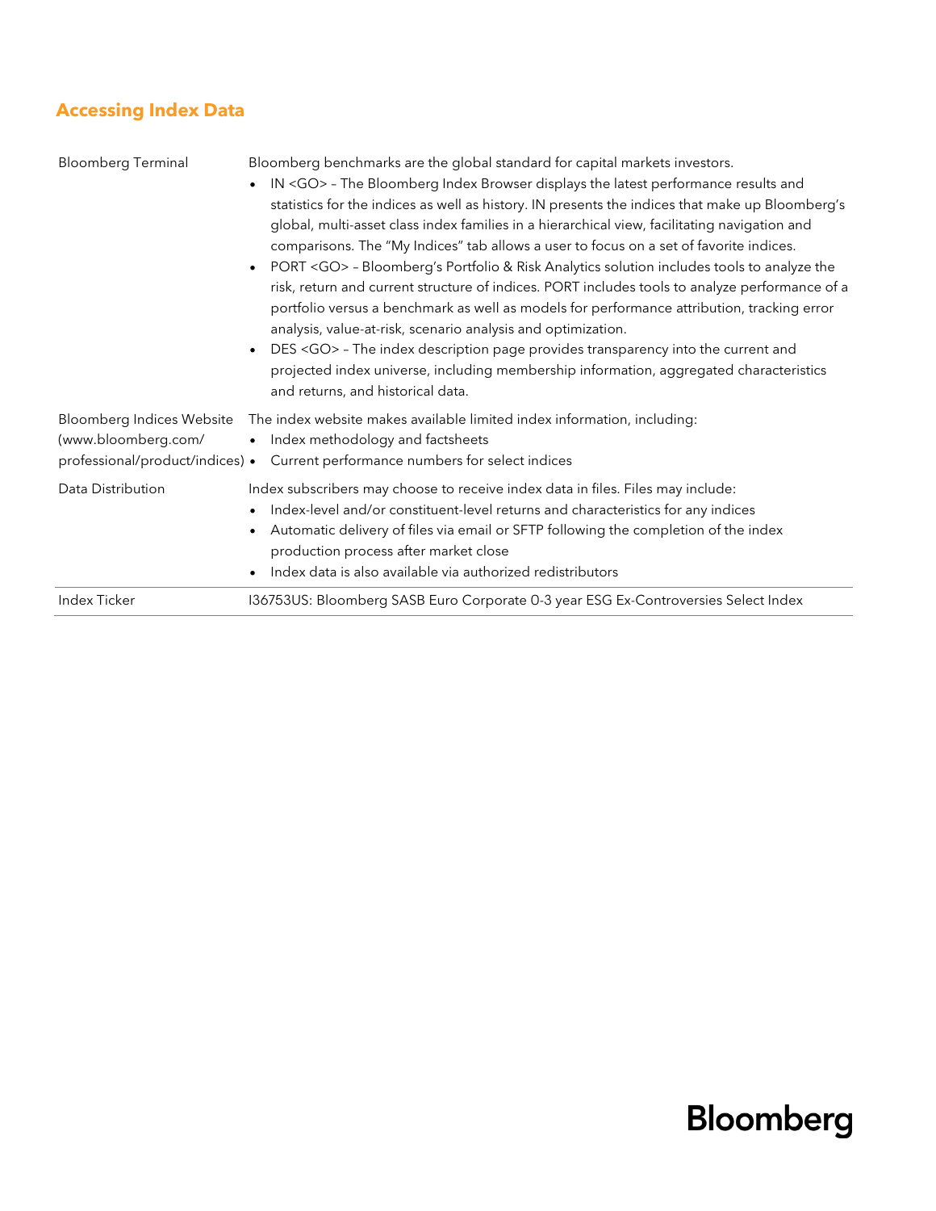## Accessing Index Data

| | |
|---|---|
| Bloomberg Terminal | Bloomberg benchmarks are the global standard for capital markets investors.<br>• IN <GO> – The Bloomberg Index Browser displays the latest performance results and statistics for the indices as well as history. IN presents the indices that make up Bloomberg's global, multi-asset class index families in a hierarchical view, facilitating navigation and comparisons. The "My Indices" tab allows a user to focus on a set of favorite indices.<br>• PORT <GO> – Bloomberg's Portfolio & Risk Analytics solution includes tools to analyze the risk, return and current structure of indices. PORT includes tools to analyze performance of a portfolio versus a benchmark as well as models for performance attribution, tracking error analysis, value-at-risk, scenario analysis and optimization.<br>• DES <GO> – The index description page provides transparency into the current and projected index universe, including membership information, aggregated characteristics and returns, and historical data. |
| Bloomberg Indices Website (www.bloomberg.com/professional/product/indices) | The index website makes available limited index information, including:<br>• Index methodology and factsheets<br>• Current performance numbers for select indices |
| Data Distribution | Index subscribers may choose to receive index data in files. Files may include:<br>• Index-level and/or constituent-level returns and characteristics for any indices<br>• Automatic delivery of files via email or SFTP following the completion of the index production process after market close<br>• Index data is also available via authorized redistributors |
| Index Ticker | I36753US: Bloomberg SASB Euro Corporate 0-3 year ESG Ex-Controversies Select Index |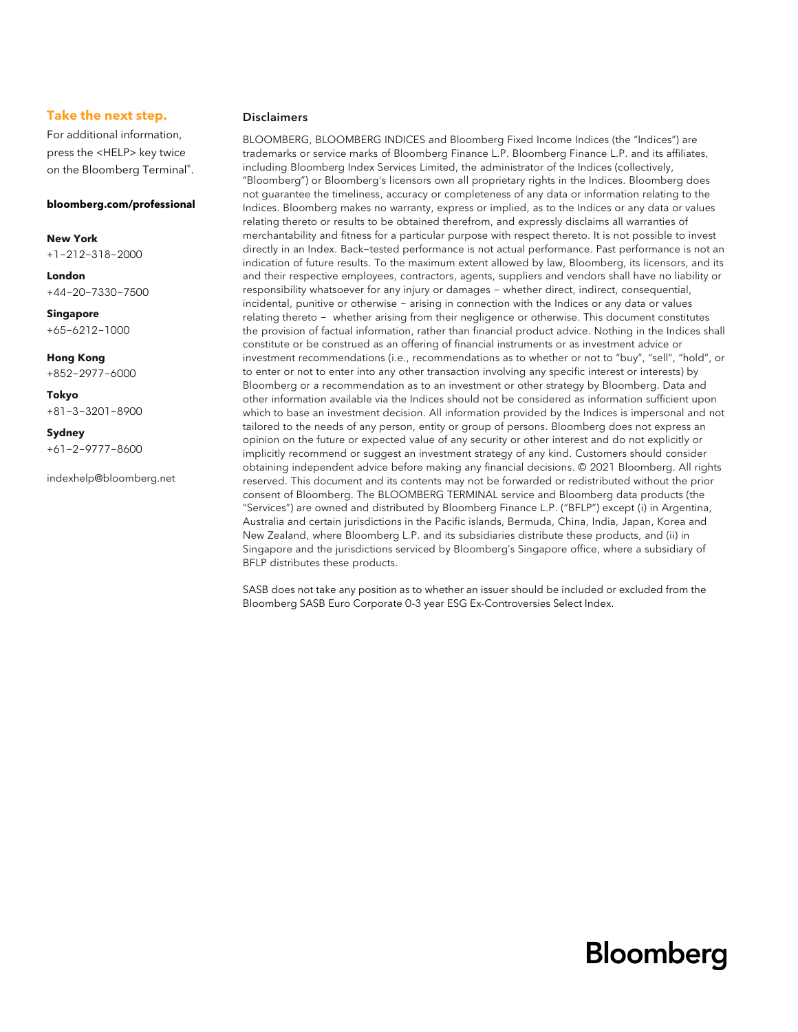### Take the next step.

For additional information, press the <HELP> key twice on the Bloomberg Terminal®.

**bloomberg.com/professional**

**New York**
+1–212–318–2000

**London**
+44–20–7330–7500

**Singapore**
+65–6212–1000

**Hong Kong**
+852–2977–6000

**Tokyo**
+81–3–3201–8900

**Sydney**
+61–2–9777–8600

indexhelp@bloomberg.net

### Disclaimers

BLOOMBERG, BLOOMBERG INDICES and Bloomberg Fixed Income Indices (the "Indices") are trademarks or service marks of Bloomberg Finance L.P. Bloomberg Finance L.P. and its affiliates, including Bloomberg Index Services Limited, the administrator of the Indices (collectively, "Bloomberg") or Bloomberg's licensors own all proprietary rights in the Indices. Bloomberg does not guarantee the timeliness, accuracy or completeness of any data or information relating to the Indices. Bloomberg makes no warranty, express or implied, as to the Indices or any data or values relating thereto or results to be obtained therefrom, and expressly disclaims all warranties of merchantability and fitness for a particular purpose with respect thereto. It is not possible to invest directly in an Index. Back–tested performance is not actual performance. Past performance is not an indication of future results. To the maximum extent allowed by law, Bloomberg, its licensors, and its and their respective employees, contractors, agents, suppliers and vendors shall have no liability or responsibility whatsoever for any injury or damages – whether direct, indirect, consequential, incidental, punitive or otherwise – arising in connection with the Indices or any data or values relating thereto – whether arising from their negligence or otherwise. This document constitutes the provision of factual information, rather than financial product advice. Nothing in the Indices shall constitute or be construed as an offering of financial instruments or as investment advice or investment recommendations (i.e., recommendations as to whether or not to "buy", "sell", "hold", or to enter or not to enter into any other transaction involving any specific interest or interests) by Bloomberg or a recommendation as to an investment or other strategy by Bloomberg. Data and other information available via the Indices should not be considered as information sufficient upon which to base an investment decision. All information provided by the Indices is impersonal and not tailored to the needs of any person, entity or group of persons. Bloomberg does not express an opinion on the future or expected value of any security or other interest and do not explicitly or implicitly recommend or suggest an investment strategy of any kind. Customers should consider obtaining independent advice before making any financial decisions. © 2021 Bloomberg. All rights reserved. This document and its contents may not be forwarded or redistributed without the prior consent of Bloomberg. The BLOOMBERG TERMINAL service and Bloomberg data products (the "Services") are owned and distributed by Bloomberg Finance L.P. ("BFLP") except (i) in Argentina, Australia and certain jurisdictions in the Pacific islands, Bermuda, China, India, Japan, Korea and New Zealand, where Bloomberg L.P. and its subsidiaries distribute these products, and (ii) in Singapore and the jurisdictions serviced by Bloomberg's Singapore office, where a subsidiary of BFLP distributes these products.

SASB does not take any position as to whether an issuer should be included or excluded from the Bloomberg SASB Euro Corporate 0-3 year ESG Ex-Controversies Select Index.

Bloomberg